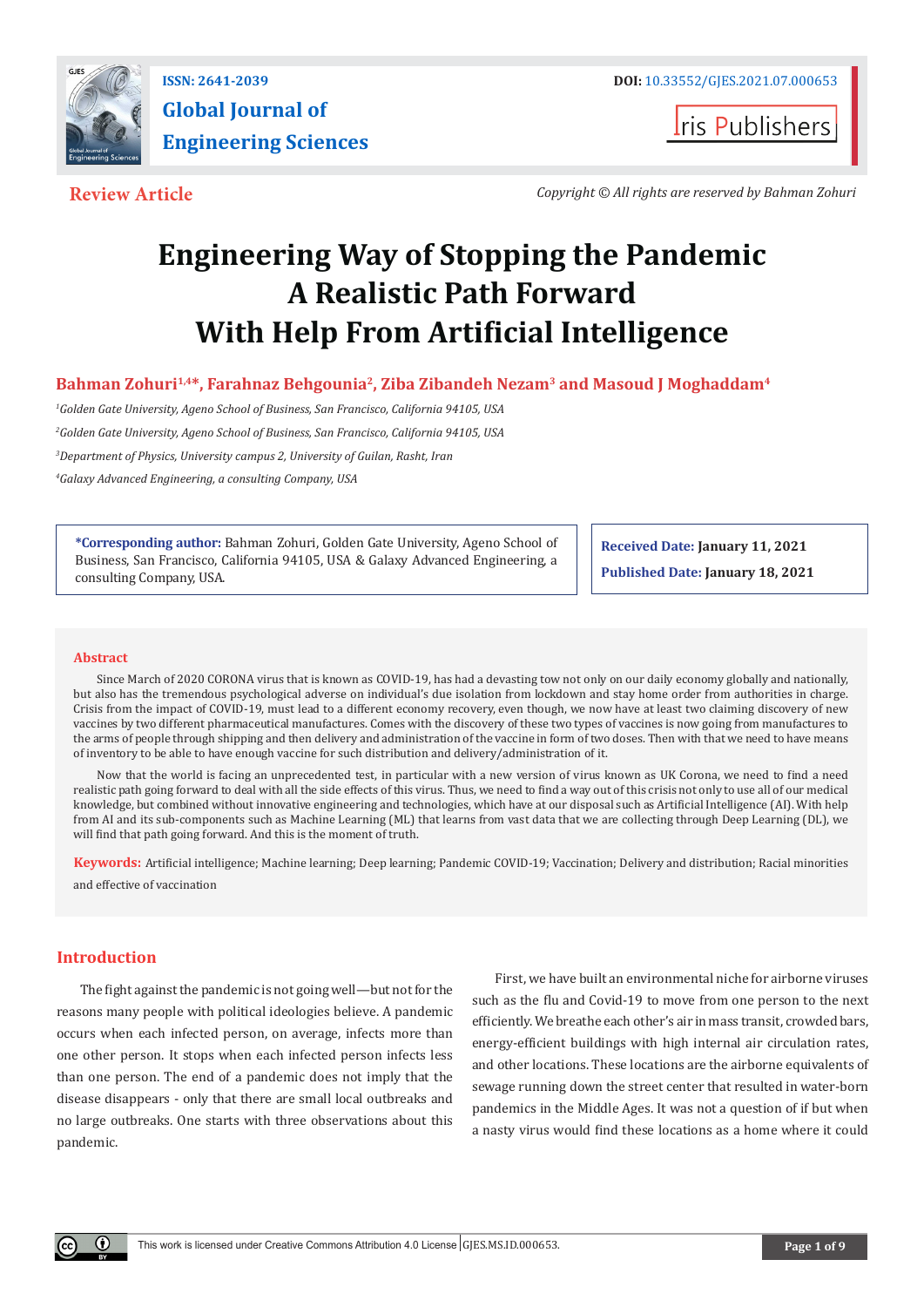ISSN: 2641-2039

# Global Journal of Engineering Sciences

DOI: 10.33552/GJES.2021.07.000653

Iris Publishers

**Review Article**

*Copyright © All rights are reserved by Bahman Zohuri*

# Engineering Way of Stopping the Pandemic A Realistic Path Forward With Help From Artificial Intelligence

**Bahman Zohuri[1,4]*, Farahnaz Behgounia[2], Ziba Zibandeh Nezam[3] and Masoud J Moghaddam[4]**

[1]*Golden Gate University, Ageno School of Business, San Francisco, California 94105, USA*

[2]*Golden Gate University, Ageno School of Business, San Francisco, California 94105, USA*

[3]*Department of Physics, University campus 2, University of Guilan, Rasht, Iran*

[4]*Galaxy Advanced Engineering, a consulting Company, USA*

**\*Corresponding author:** Bahman Zohuri, Golden Gate University, Ageno School of Business, San Francisco, California 94105, USA & Galaxy Advanced Engineering, a consulting Company, USA.

**Received Date:** January 11, 2021

**Published Date:** January 18, 2021

## Abstract

Since March of 2020 CORONA virus that is known as COVID-19, has had a devasting tow not only on our daily economy globally and nationally, but also has the tremendous psychological adverse on individual's due isolation from lockdown and stay home order from authorities in charge. Crisis from the impact of COVID-19, must lead to a different economy recovery, even though, we now have at least two claiming discovery of new vaccines by two different pharmaceutical manufactures. Comes with the discovery of these two types of vaccines is now going from manufactures to the arms of people through shipping and then delivery and administration of the vaccine in form of two doses. Then with that we need to have means of inventory to be able to have enough vaccine for such distribution and delivery/administration of it.

Now that the world is facing an unprecedented test, in particular with a new version of virus known as UK Corona, we need to find a need realistic path going forward to deal with all the side effects of this virus. Thus, we need to find a way out of this crisis not only to use all of our medical knowledge, but combined without innovative engineering and technologies, which have at our disposal such as Artificial Intelligence (AI). With help from AI and its sub-components such as Machine Learning (ML) that learns from vast data that we are collecting through Deep Learning (DL), we will find that path going forward. And this is the moment of truth.

**Keywords:** Artificial intelligence; Machine learning; Deep learning; Pandemic COVID-19; Vaccination; Delivery and distribution; Racial minorities and effective of vaccination

## Introduction

The fight against the pandemic is not going well—but not for the reasons many people with political ideologies believe. A pandemic occurs when each infected person, on average, infects more than one other person. It stops when each infected person infects less than one person. The end of a pandemic does not imply that the disease disappears - only that there are small local outbreaks and no large outbreaks. One starts with three observations about this pandemic.

First, we have built an environmental niche for airborne viruses such as the flu and Covid-19 to move from one person to the next efficiently. We breathe each other's air in mass transit, crowded bars, energy-efficient buildings with high internal air circulation rates, and other locations. These locations are the airborne equivalents of sewage running down the street center that resulted in water-born pandemics in the Middle Ages. It was not a question of if but when a nasty virus would find these locations as a home where it could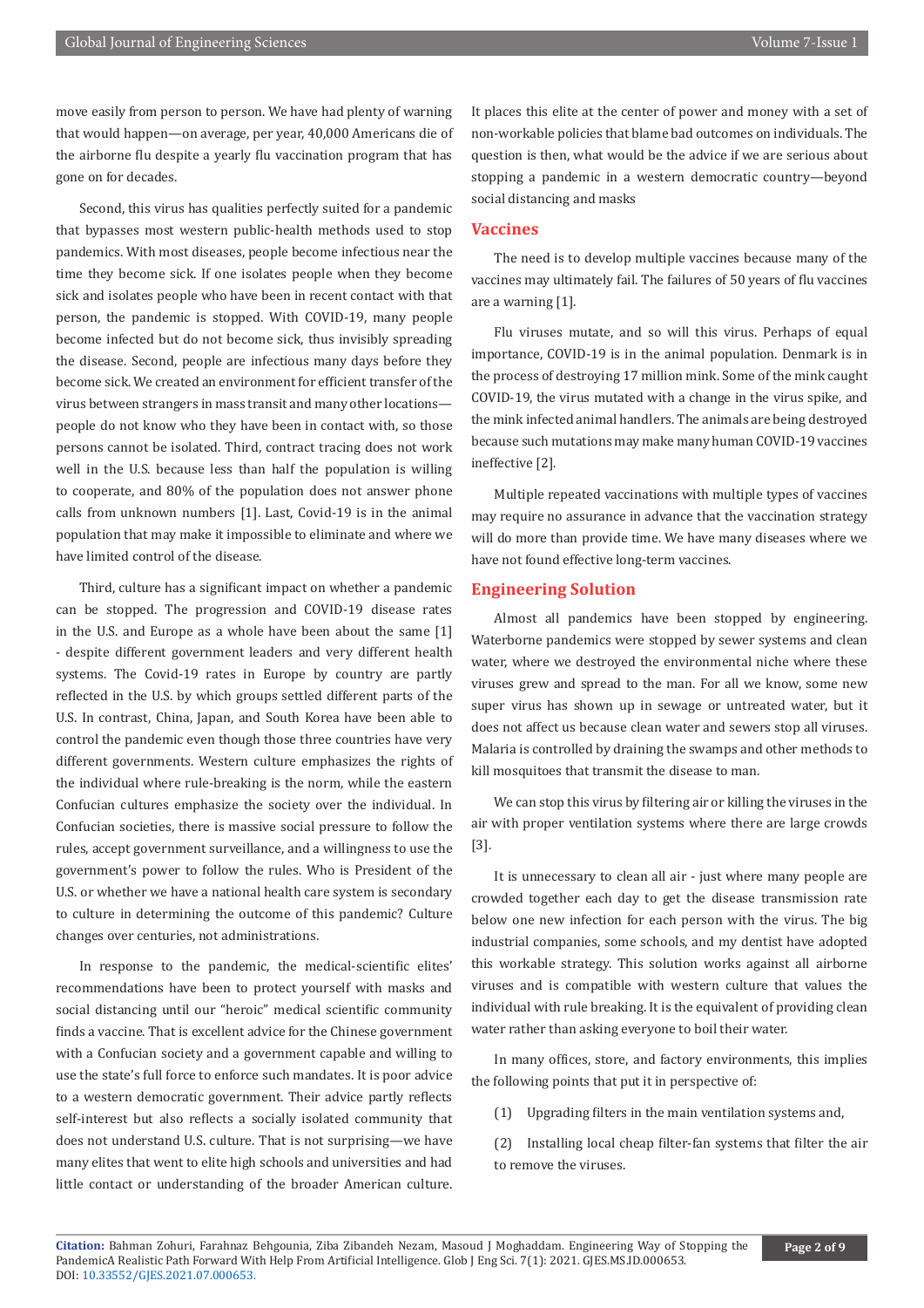move easily from person to person. We have had plenty of warning that would happen—on average, per year, 40,000 Americans die of the airborne flu despite a yearly flu vaccination program that has gone on for decades.

Second, this virus has qualities perfectly suited for a pandemic that bypasses most western public-health methods used to stop pandemics. With most diseases, people become infectious near the time they become sick. If one isolates people when they become sick and isolates people who have been in recent contact with that person, the pandemic is stopped. With COVID-19, many people become infected but do not become sick, thus invisibly spreading the disease. Second, people are infectious many days before they become sick. We created an environment for efficient transfer of the virus between strangers in mass transit and many other locations—people do not know who they have been in contact with, so those persons cannot be isolated. Third, contract tracing does not work well in the U.S. because less than half the population is willing to cooperate, and 80% of the population does not answer phone calls from unknown numbers [1]. Last, Covid-19 is in the animal population that may make it impossible to eliminate and where we have limited control of the disease.

Third, culture has a significant impact on whether a pandemic can be stopped. The progression and COVID-19 disease rates in the U.S. and Europe as a whole have been about the same [1] - despite different government leaders and very different health systems. The Covid-19 rates in Europe by country are partly reflected in the U.S. by which groups settled different parts of the U.S. In contrast, China, Japan, and South Korea have been able to control the pandemic even though those three countries have very different governments. Western culture emphasizes the rights of the individual where rule-breaking is the norm, while the eastern Confucian cultures emphasize the society over the individual. In Confucian societies, there is massive social pressure to follow the rules, accept government surveillance, and a willingness to use the government's power to follow the rules. Who is President of the U.S. or whether we have a national health care system is secondary to culture in determining the outcome of this pandemic? Culture changes over centuries, not administrations.

In response to the pandemic, the medical-scientific elites' recommendations have been to protect yourself with masks and social distancing until our "heroic" medical scientific community finds a vaccine. That is excellent advice for the Chinese government with a Confucian society and a government capable and willing to use the state's full force to enforce such mandates. It is poor advice to a western democratic government. Their advice partly reflects self-interest but also reflects a socially isolated community that does not understand U.S. culture. That is not surprising—we have many elites that went to elite high schools and universities and had little contact or understanding of the broader American culture. It places this elite at the center of power and money with a set of non-workable policies that blame bad outcomes on individuals. The question is then, what would be the advice if we are serious about stopping a pandemic in a western democratic country—beyond social distancing and masks

## Vaccines

The need is to develop multiple vaccines because many of the vaccines may ultimately fail. The failures of 50 years of flu vaccines are a warning [1].

Flu viruses mutate, and so will this virus. Perhaps of equal importance, COVID-19 is in the animal population. Denmark is in the process of destroying 17 million mink. Some of the mink caught COVID-19, the virus mutated with a change in the virus spike, and the mink infected animal handlers. The animals are being destroyed because such mutations may make many human COVID-19 vaccines ineffective [2].

Multiple repeated vaccinations with multiple types of vaccines may require no assurance in advance that the vaccination strategy will do more than provide time. We have many diseases where we have not found effective long-term vaccines.

## Engineering Solution

Almost all pandemics have been stopped by engineering. Waterborne pandemics were stopped by sewer systems and clean water, where we destroyed the environmental niche where these viruses grew and spread to the man. For all we know, some new super virus has shown up in sewage or untreated water, but it does not affect us because clean water and sewers stop all viruses. Malaria is controlled by draining the swamps and other methods to kill mosquitoes that transmit the disease to man.

We can stop this virus by filtering air or killing the viruses in the air with proper ventilation systems where there are large crowds [3].

It is unnecessary to clean all air - just where many people are crowded together each day to get the disease transmission rate below one new infection for each person with the virus. The big industrial companies, some schools, and my dentist have adopted this workable strategy. This solution works against all airborne viruses and is compatible with western culture that values the individual with rule breaking. It is the equivalent of providing clean water rather than asking everyone to boil their water.

In many offices, store, and factory environments, this implies the following points that put it in perspective of:

(1) Upgrading filters in the main ventilation systems and,

(2) Installing local cheap filter-fan systems that filter the air to remove the viruses.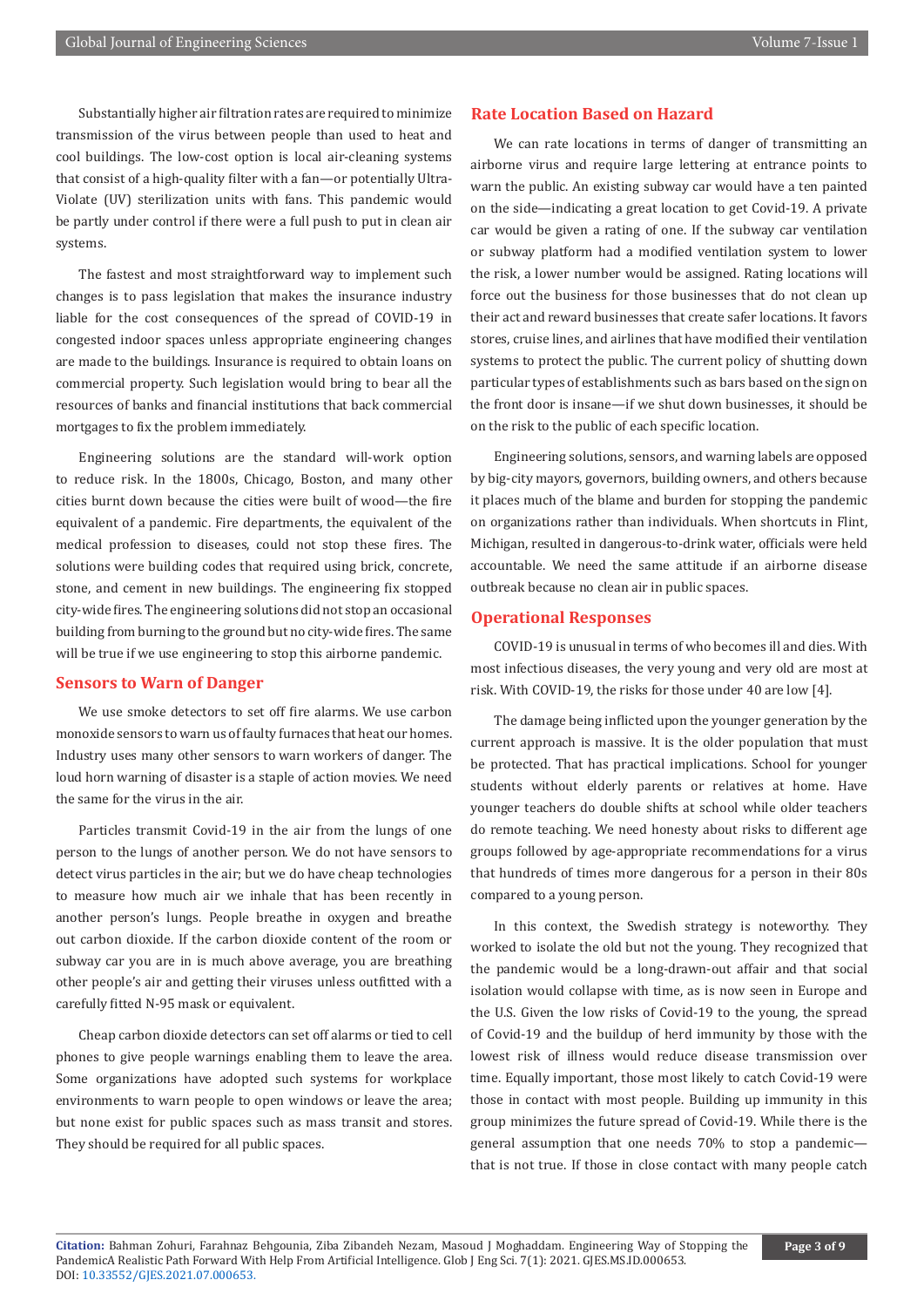Substantially higher air filtration rates are required to minimize transmission of the virus between people than used to heat and cool buildings. The low-cost option is local air-cleaning systems that consist of a high-quality filter with a fan—or potentially Ultra-Violate (UV) sterilization units with fans. This pandemic would be partly under control if there were a full push to put in clean air systems.

The fastest and most straightforward way to implement such changes is to pass legislation that makes the insurance industry liable for the cost consequences of the spread of COVID-19 in congested indoor spaces unless appropriate engineering changes are made to the buildings. Insurance is required to obtain loans on commercial property. Such legislation would bring to bear all the resources of banks and financial institutions that back commercial mortgages to fix the problem immediately.

Engineering solutions are the standard will-work option to reduce risk. In the 1800s, Chicago, Boston, and many other cities burnt down because the cities were built of wood—the fire equivalent of a pandemic. Fire departments, the equivalent of the medical profession to diseases, could not stop these fires. The solutions were building codes that required using brick, concrete, stone, and cement in new buildings. The engineering fix stopped city-wide fires. The engineering solutions did not stop an occasional building from burning to the ground but no city-wide fires. The same will be true if we use engineering to stop this airborne pandemic.

## Sensors to Warn of Danger

We use smoke detectors to set off fire alarms. We use carbon monoxide sensors to warn us of faulty furnaces that heat our homes. Industry uses many other sensors to warn workers of danger. The loud horn warning of disaster is a staple of action movies. We need the same for the virus in the air.

Particles transmit Covid-19 in the air from the lungs of one person to the lungs of another person. We do not have sensors to detect virus particles in the air; but we do have cheap technologies to measure how much air we inhale that has been recently in another person's lungs. People breathe in oxygen and breathe out carbon dioxide. If the carbon dioxide content of the room or subway car you are in is much above average, you are breathing other people's air and getting their viruses unless outfitted with a carefully fitted N-95 mask or equivalent.

Cheap carbon dioxide detectors can set off alarms or tied to cell phones to give people warnings enabling them to leave the area. Some organizations have adopted such systems for workplace environments to warn people to open windows or leave the area; but none exist for public spaces such as mass transit and stores. They should be required for all public spaces.

## Rate Location Based on Hazard

We can rate locations in terms of danger of transmitting an airborne virus and require large lettering at entrance points to warn the public. An existing subway car would have a ten painted on the side—indicating a great location to get Covid-19. A private car would be given a rating of one. If the subway car ventilation or subway platform had a modified ventilation system to lower the risk, a lower number would be assigned. Rating locations will force out the business for those businesses that do not clean up their act and reward businesses that create safer locations. It favors stores, cruise lines, and airlines that have modified their ventilation systems to protect the public. The current policy of shutting down particular types of establishments such as bars based on the sign on the front door is insane—if we shut down businesses, it should be on the risk to the public of each specific location.

Engineering solutions, sensors, and warning labels are opposed by big-city mayors, governors, building owners, and others because it places much of the blame and burden for stopping the pandemic on organizations rather than individuals. When shortcuts in Flint, Michigan, resulted in dangerous-to-drink water, officials were held accountable. We need the same attitude if an airborne disease outbreak because no clean air in public spaces.

## Operational Responses

COVID-19 is unusual in terms of who becomes ill and dies. With most infectious diseases, the very young and very old are most at risk. With COVID-19, the risks for those under 40 are low [4].

The damage being inflicted upon the younger generation by the current approach is massive. It is the older population that must be protected. That has practical implications. School for younger students without elderly parents or relatives at home. Have younger teachers do double shifts at school while older teachers do remote teaching. We need honesty about risks to different age groups followed by age-appropriate recommendations for a virus that hundreds of times more dangerous for a person in their 80s compared to a young person.

In this context, the Swedish strategy is noteworthy. They worked to isolate the old but not the young. They recognized that the pandemic would be a long-drawn-out affair and that social isolation would collapse with time, as is now seen in Europe and the U.S. Given the low risks of Covid-19 to the young, the spread of Covid-19 and the buildup of herd immunity by those with the lowest risk of illness would reduce disease transmission over time. Equally important, those most likely to catch Covid-19 were those in contact with most people. Building up immunity in this group minimizes the future spread of Covid-19. While there is the general assumption that one needs 70% to stop a pandemic—that is not true. If those in close contact with many people catch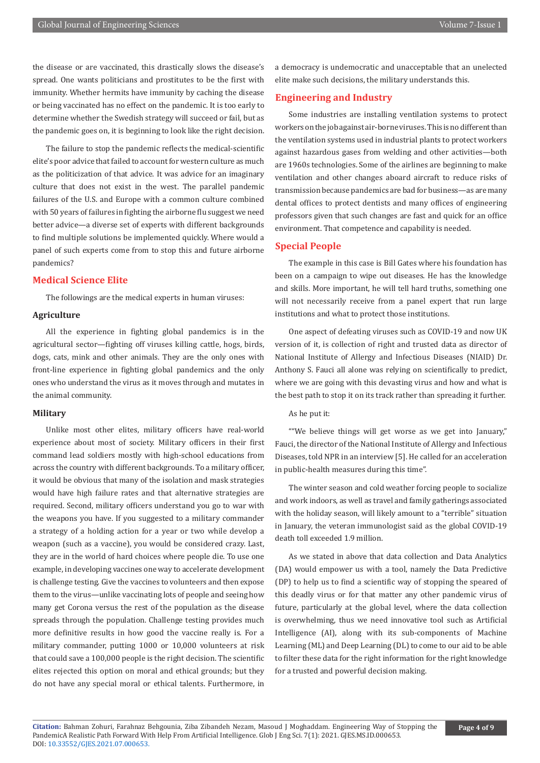the disease or are vaccinated, this drastically slows the disease's spread. One wants politicians and prostitutes to be the first with immunity. Whether hermits have immunity by caching the disease or being vaccinated has no effect on the pandemic. It is too early to determine whether the Swedish strategy will succeed or fail, but as the pandemic goes on, it is beginning to look like the right decision.

The failure to stop the pandemic reflects the medical-scientific elite's poor advice that failed to account for western culture as much as the politicization of that advice. It was advice for an imaginary culture that does not exist in the west. The parallel pandemic failures of the U.S. and Europe with a common culture combined with 50 years of failures in fighting the airborne flu suggest we need better advice—a diverse set of experts with different backgrounds to find multiple solutions be implemented quickly. Where would a panel of such experts come from to stop this and future airborne pandemics?

## Medical Science Elite

The followings are the medical experts in human viruses:

### Agriculture

All the experience in fighting global pandemics is in the agricultural sector—fighting off viruses killing cattle, hogs, birds, dogs, cats, mink and other animals. They are the only ones with front-line experience in fighting global pandemics and the only ones who understand the virus as it moves through and mutates in the animal community.

### Military

Unlike most other elites, military officers have real-world experience about most of society. Military officers in their first command lead soldiers mostly with high-school educations from across the country with different backgrounds. To a military officer, it would be obvious that many of the isolation and mask strategies would have high failure rates and that alternative strategies are required. Second, military officers understand you go to war with the weapons you have. If you suggested to a military commander a strategy of a holding action for a year or two while develop a weapon (such as a vaccine), you would be considered crazy. Last, they are in the world of hard choices where people die. To use one example, in developing vaccines one way to accelerate development is challenge testing. Give the vaccines to volunteers and then expose them to the virus—unlike vaccinating lots of people and seeing how many get Corona versus the rest of the population as the disease spreads through the population. Challenge testing provides much more definitive results in how good the vaccine really is. For a military commander, putting 1000 or 10,000 volunteers at risk that could save a 100,000 people is the right decision. The scientific elites rejected this option on moral and ethical grounds; but they do not have any special moral or ethical talents. Furthermore, in a democracy is undemocratic and unacceptable that an unelected elite make such decisions, the military understands this.

## Engineering and Industry

Some industries are installing ventilation systems to protect workers on the job against air-borne viruses. This is no different than the ventilation systems used in industrial plants to protect workers against hazardous gases from welding and other activities—both are 1960s technologies. Some of the airlines are beginning to make ventilation and other changes aboard aircraft to reduce risks of transmission because pandemics are bad for business—as are many dental offices to protect dentists and many offices of engineering professors given that such changes are fast and quick for an office environment. That competence and capability is needed.

## Special People

The example in this case is Bill Gates where his foundation has been on a campaign to wipe out diseases. He has the knowledge and skills. More important, he will tell hard truths, something one will not necessarily receive from a panel expert that run large institutions and what to protect those institutions.

One aspect of defeating viruses such as COVID-19 and now UK version of it, is collection of right and trusted data as director of National Institute of Allergy and Infectious Diseases (NIAID) Dr. Anthony S. Fauci all alone was relying on scientifically to predict, where we are going with this devasting virus and how and what is the best path to stop it on its track rather than spreading it further.

As he put it:

""We believe things will get worse as we get into January," Fauci, the director of the National Institute of Allergy and Infectious Diseases, told NPR in an interview [5]. He called for an acceleration in public-health measures during this time".

The winter season and cold weather forcing people to socialize and work indoors, as well as travel and family gatherings associated with the holiday season, will likely amount to a "terrible" situation in January, the veteran immunologist said as the global COVID-19 death toll exceeded 1.9 million.

As we stated in above that data collection and Data Analytics (DA) would empower us with a tool, namely the Data Predictive (DP) to help us to find a scientific way of stopping the speared of this deadly virus or for that matter any other pandemic virus of future, particularly at the global level, where the data collection is overwhelming, thus we need innovative tool such as Artificial Intelligence (AI), along with its sub-components of Machine Learning (ML) and Deep Learning (DL) to come to our aid to be able to filter these data for the right information for the right knowledge for a trusted and powerful decision making.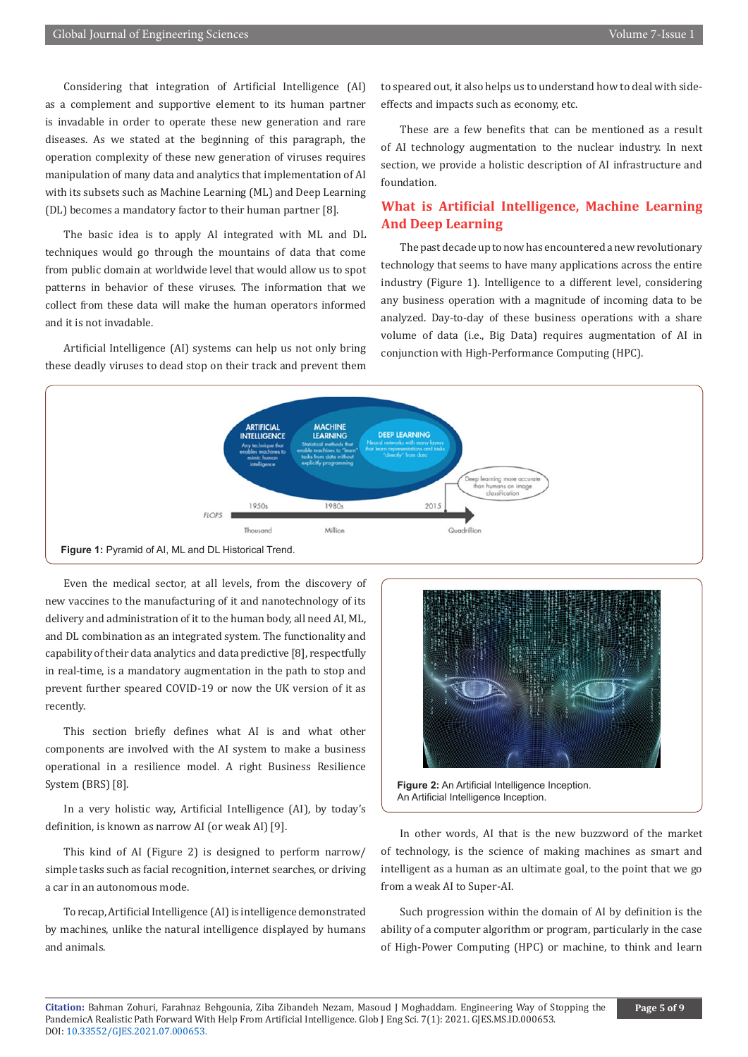Considering that integration of Artificial Intelligence (AI) as a complement and supportive element to its human partner is invadable in order to operate these new generation and rare diseases. As we stated at the beginning of this paragraph, the operation complexity of these new generation of viruses requires manipulation of many data and analytics that implementation of AI with its subsets such as Machine Learning (ML) and Deep Learning (DL) becomes a mandatory factor to their human partner [8].

The basic idea is to apply AI integrated with ML and DL techniques would go through the mountains of data that come from public domain at worldwide level that would allow us to spot patterns in behavior of these viruses. The information that we collect from these data will make the human operators informed and it is not invadable.

Artificial Intelligence (AI) systems can help us not only bring these deadly viruses to dead stop on their track and prevent them to speared out, it also helps us to understand how to deal with side-effects and impacts such as economy, etc.

These are a few benefits that can be mentioned as a result of AI technology augmentation to the nuclear industry. In next section, we provide a holistic description of AI infrastructure and foundation.

## What is Artificial Intelligence, Machine Learning And Deep Learning

The past decade up to now has encountered a new revolutionary technology that seems to have many applications across the entire industry (Figure 1). Intelligence to a different level, considering any business operation with a magnitude of incoming data to be analyzed. Day-to-day of these business operations with a share volume of data (i.e., Big Data) requires augmentation of AI in conjunction with High-Performance Computing (HPC).

**Figure 1:** Pyramid of AI, ML and DL Historical Trend.

Even the medical sector, at all levels, from the discovery of new vaccines to the manufacturing of it and nanotechnology of its delivery and administration of it to the human body, all need AI, ML, and DL combination as an integrated system. The functionality and capability of their data analytics and data predictive [8], respectfully in real-time, is a mandatory augmentation in the path to stop and prevent further speared COVID-19 or now the UK version of it as recently.

This section briefly defines what AI is and what other components are involved with the AI system to make a business operational in a resilience model. A right Business Resilience System (BRS) [8].

In a very holistic way, Artificial Intelligence (AI), by today's definition, is known as narrow AI (or weak AI) [9].

This kind of AI (Figure 2) is designed to perform narrow/simple tasks such as facial recognition, internet searches, or driving a car in an autonomous mode.

To recap, Artificial Intelligence (AI) is intelligence demonstrated by machines, unlike the natural intelligence displayed by humans and animals.

**Figure 2:** An Artificial Intelligence Inception. An Artificial Intelligence Inception.

In other words, AI that is the new buzzword of the market of technology, is the science of making machines as smart and intelligent as a human as an ultimate goal, to the point that we go from a weak AI to Super-AI.

Such progression within the domain of AI by definition is the ability of a computer algorithm or program, particularly in the case of High-Power Computing (HPC) or machine, to think and learn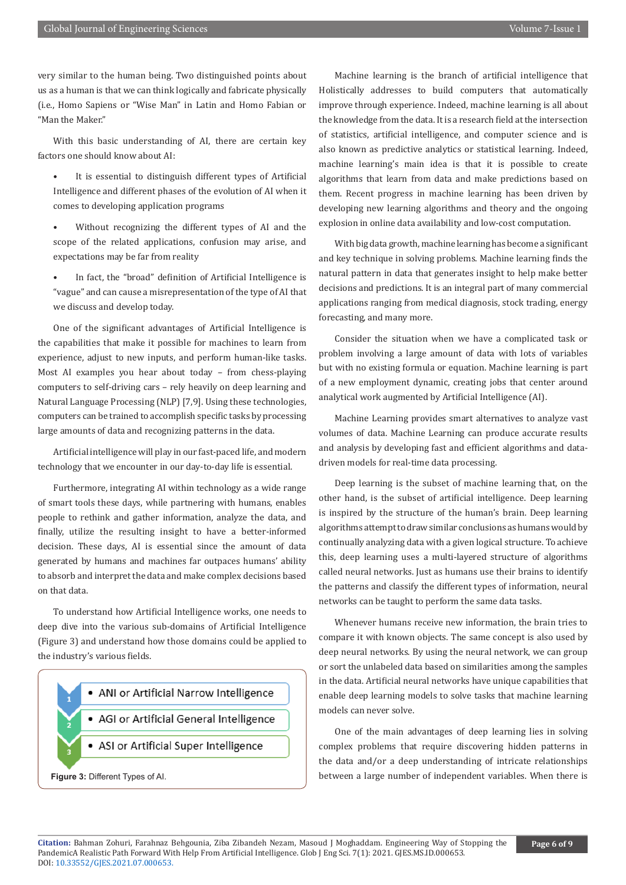very similar to the human being. Two distinguished points about us as a human is that we can think logically and fabricate physically (i.e., Homo Sapiens or "Wise Man" in Latin and Homo Fabian or "Man the Maker."

With this basic understanding of AI, there are certain key factors one should know about AI:

- It is essential to distinguish different types of Artificial Intelligence and different phases of the evolution of AI when it comes to developing application programs
- Without recognizing the different types of AI and the scope of the related applications, confusion may arise, and expectations may be far from reality
- In fact, the "broad" definition of Artificial Intelligence is "vague" and can cause a misrepresentation of the type of AI that we discuss and develop today.

One of the significant advantages of Artificial Intelligence is the capabilities that make it possible for machines to learn from experience, adjust to new inputs, and perform human-like tasks. Most AI examples you hear about today – from chess-playing computers to self-driving cars – rely heavily on deep learning and Natural Language Processing (NLP) [7,9]. Using these technologies, computers can be trained to accomplish specific tasks by processing large amounts of data and recognizing patterns in the data.

Artificial intelligence will play in our fast-paced life, and modern technology that we encounter in our day-to-day life is essential.

Furthermore, integrating AI within technology as a wide range of smart tools these days, while partnering with humans, enables people to rethink and gather information, analyze the data, and finally, utilize the resulting insight to have a better-informed decision. These days, AI is essential since the amount of data generated by humans and machines far outpaces humans' ability to absorb and interpret the data and make complex decisions based on that data.

To understand how Artificial Intelligence works, one needs to deep dive into the various sub-domains of Artificial Intelligence (Figure 3) and understand how those domains could be applied to the industry's various fields.

1. ANI or Artificial Narrow Intelligence
2. AGI or Artificial General Intelligence
3. ASI or Artificial Super Intelligence

**Figure 3:** Different Types of AI.

Machine learning is the branch of artificial intelligence that Holistically addresses to build computers that automatically improve through experience. Indeed, machine learning is all about the knowledge from the data. It is a research field at the intersection of statistics, artificial intelligence, and computer science and is also known as predictive analytics or statistical learning. Indeed, machine learning's main idea is that it is possible to create algorithms that learn from data and make predictions based on them. Recent progress in machine learning has been driven by developing new learning algorithms and theory and the ongoing explosion in online data availability and low-cost computation.

With big data growth, machine learning has become a significant and key technique in solving problems. Machine learning finds the natural pattern in data that generates insight to help make better decisions and predictions. It is an integral part of many commercial applications ranging from medical diagnosis, stock trading, energy forecasting, and many more.

Consider the situation when we have a complicated task or problem involving a large amount of data with lots of variables but with no existing formula or equation. Machine learning is part of a new employment dynamic, creating jobs that center around analytical work augmented by Artificial Intelligence (AI).

Machine Learning provides smart alternatives to analyze vast volumes of data. Machine Learning can produce accurate results and analysis by developing fast and efficient algorithms and data-driven models for real-time data processing.

Deep learning is the subset of machine learning that, on the other hand, is the subset of artificial intelligence. Deep learning is inspired by the structure of the human's brain. Deep learning algorithms attempt to draw similar conclusions as humans would by continually analyzing data with a given logical structure. To achieve this, deep learning uses a multi-layered structure of algorithms called neural networks. Just as humans use their brains to identify the patterns and classify the different types of information, neural networks can be taught to perform the same data tasks.

Whenever humans receive new information, the brain tries to compare it with known objects. The same concept is also used by deep neural networks. By using the neural network, we can group or sort the unlabeled data based on similarities among the samples in the data. Artificial neural networks have unique capabilities that enable deep learning models to solve tasks that machine learning models can never solve.

One of the main advantages of deep learning lies in solving complex problems that require discovering hidden patterns in the data and/or a deep understanding of intricate relationships between a large number of independent variables. When there is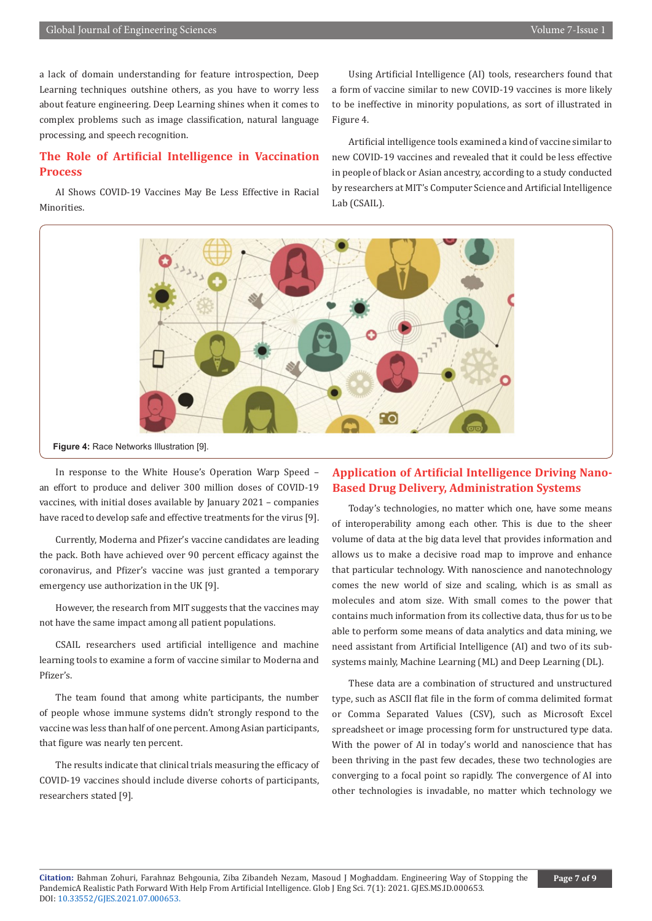a lack of domain understanding for feature introspection, Deep Learning techniques outshine others, as you have to worry less about feature engineering. Deep Learning shines when it comes to complex problems such as image classification, natural language processing, and speech recognition.

## The Role of Artificial Intelligence in Vaccination Process

AI Shows COVID-19 Vaccines May Be Less Effective in Racial Minorities.

Using Artificial Intelligence (AI) tools, researchers found that a form of vaccine similar to new COVID-19 vaccines is more likely to be ineffective in minority populations, as sort of illustrated in Figure 4.

Artificial intelligence tools examined a kind of vaccine similar to new COVID-19 vaccines and revealed that it could be less effective in people of black or Asian ancestry, according to a study conducted by researchers at MIT's Computer Science and Artificial Intelligence Lab (CSAIL).

**Figure 4:** Race Networks Illustration [9].

In response to the White House's Operation Warp Speed – an effort to produce and deliver 300 million doses of COVID-19 vaccines, with initial doses available by January 2021 – companies have raced to develop safe and effective treatments for the virus [9].

Currently, Moderna and Pfizer's vaccine candidates are leading the pack. Both have achieved over 90 percent efficacy against the coronavirus, and Pfizer's vaccine was just granted a temporary emergency use authorization in the UK [9].

However, the research from MIT suggests that the vaccines may not have the same impact among all patient populations.

CSAIL researchers used artificial intelligence and machine learning tools to examine a form of vaccine similar to Moderna and Pfizer's.

The team found that among white participants, the number of people whose immune systems didn't strongly respond to the vaccine was less than half of one percent. Among Asian participants, that figure was nearly ten percent.

The results indicate that clinical trials measuring the efficacy of COVID-19 vaccines should include diverse cohorts of participants, researchers stated [9].

## Application of Artificial Intelligence Driving Nano-Based Drug Delivery, Administration Systems

Today's technologies, no matter which one, have some means of interoperability among each other. This is due to the sheer volume of data at the big data level that provides information and allows us to make a decisive road map to improve and enhance that particular technology. With nanoscience and nanotechnology comes the new world of size and scaling, which is as small as molecules and atom size. With small comes to the power that contains much information from its collective data, thus for us to be able to perform some means of data analytics and data mining, we need assistant from Artificial Intelligence (AI) and two of its sub-systems mainly, Machine Learning (ML) and Deep Learning (DL).

These data are a combination of structured and unstructured type, such as ASCII flat file in the form of comma delimited format or Comma Separated Values (CSV), such as Microsoft Excel spreadsheet or image processing form for unstructured type data. With the power of AI in today's world and nanoscience that has been thriving in the past few decades, these two technologies are converging to a focal point so rapidly. The convergence of AI into other technologies is invadable, no matter which technology we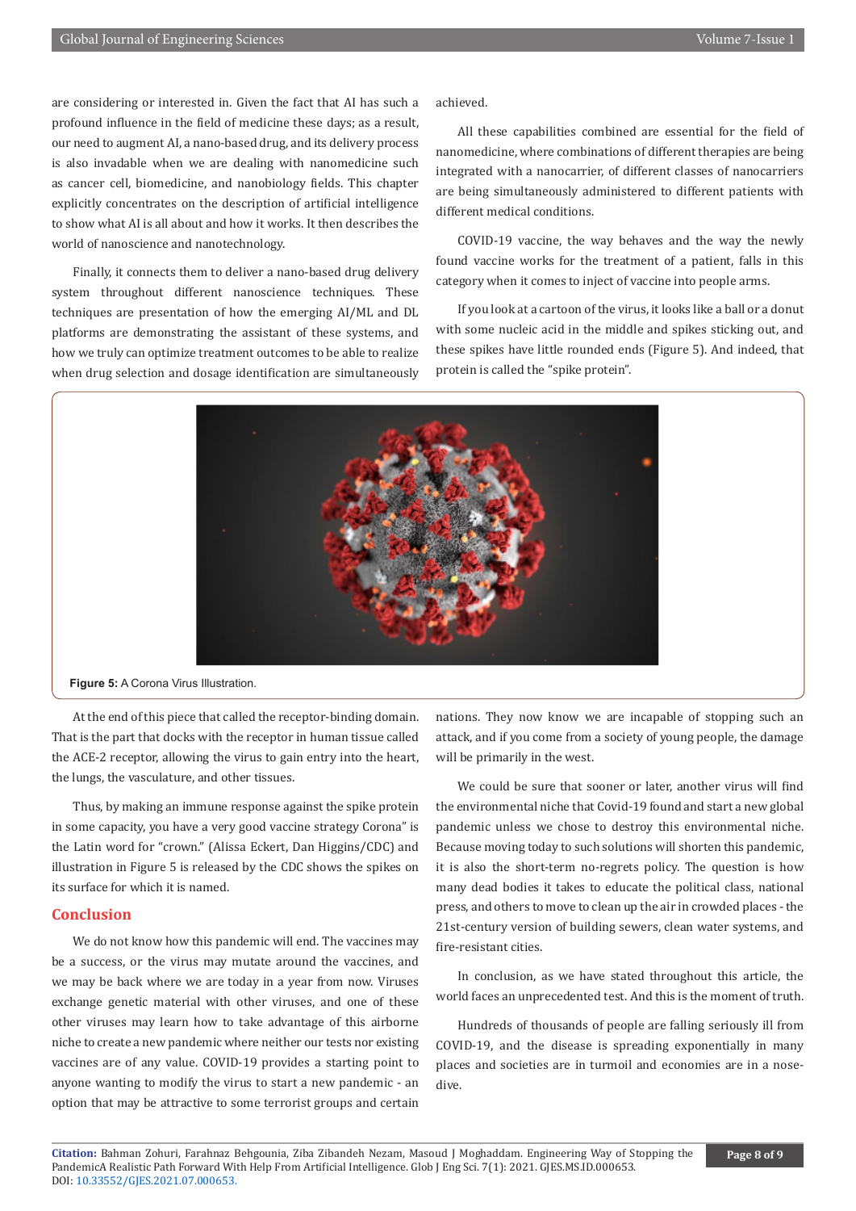are considering or interested in. Given the fact that AI has such a profound influence in the field of medicine these days; as a result, our need to augment AI, a nano-based drug, and its delivery process is also invadable when we are dealing with nanomedicine such as cancer cell, biomedicine, and nanobiology fields. This chapter explicitly concentrates on the description of artificial intelligence to show what AI is all about and how it works. It then describes the world of nanoscience and nanotechnology.

Finally, it connects them to deliver a nano-based drug delivery system throughout different nanoscience techniques. These techniques are presentation of how the emerging AI/ML and DL platforms are demonstrating the assistant of these systems, and how we truly can optimize treatment outcomes to be able to realize when drug selection and dosage identification are simultaneously achieved.

All these capabilities combined are essential for the field of nanomedicine, where combinations of different therapies are being integrated with a nanocarrier, of different classes of nanocarriers are being simultaneously administered to different patients with different medical conditions.

COVID-19 vaccine, the way behaves and the way the newly found vaccine works for the treatment of a patient, falls in this category when it comes to inject of vaccine into people arms.

If you look at a cartoon of the virus, it looks like a ball or a donut with some nucleic acid in the middle and spikes sticking out, and these spikes have little rounded ends (Figure 5). And indeed, that protein is called the "spike protein".

**Figure 5:** A Corona Virus Illustration.

At the end of this piece that called the receptor-binding domain. That is the part that docks with the receptor in human tissue called the ACE-2 receptor, allowing the virus to gain entry into the heart, the lungs, the vasculature, and other tissues.

Thus, by making an immune response against the spike protein in some capacity, you have a very good vaccine strategy Corona" is the Latin word for "crown." (Alissa Eckert, Dan Higgins/CDC) and illustration in Figure 5 is released by the CDC shows the spikes on its surface for which it is named.

## Conclusion

We do not know how this pandemic will end. The vaccines may be a success, or the virus may mutate around the vaccines, and we may be back where we are today in a year from now. Viruses exchange genetic material with other viruses, and one of these other viruses may learn how to take advantage of this airborne niche to create a new pandemic where neither our tests nor existing vaccines are of any value. COVID-19 provides a starting point to anyone wanting to modify the virus to start a new pandemic - an option that may be attractive to some terrorist groups and certain nations. They now know we are incapable of stopping such an attack, and if you come from a society of young people, the damage will be primarily in the west.

We could be sure that sooner or later, another virus will find the environmental niche that Covid-19 found and start a new global pandemic unless we chose to destroy this environmental niche. Because moving today to such solutions will shorten this pandemic, it is also the short-term no-regrets policy. The question is how many dead bodies it takes to educate the political class, national press, and others to move to clean up the air in crowded places - the 21st-century version of building sewers, clean water systems, and fire-resistant cities.

In conclusion, as we have stated throughout this article, the world faces an unprecedented test. And this is the moment of truth.

Hundreds of thousands of people are falling seriously ill from COVID-19, and the disease is spreading exponentially in many places and societies are in turmoil and economies are in a nose-dive.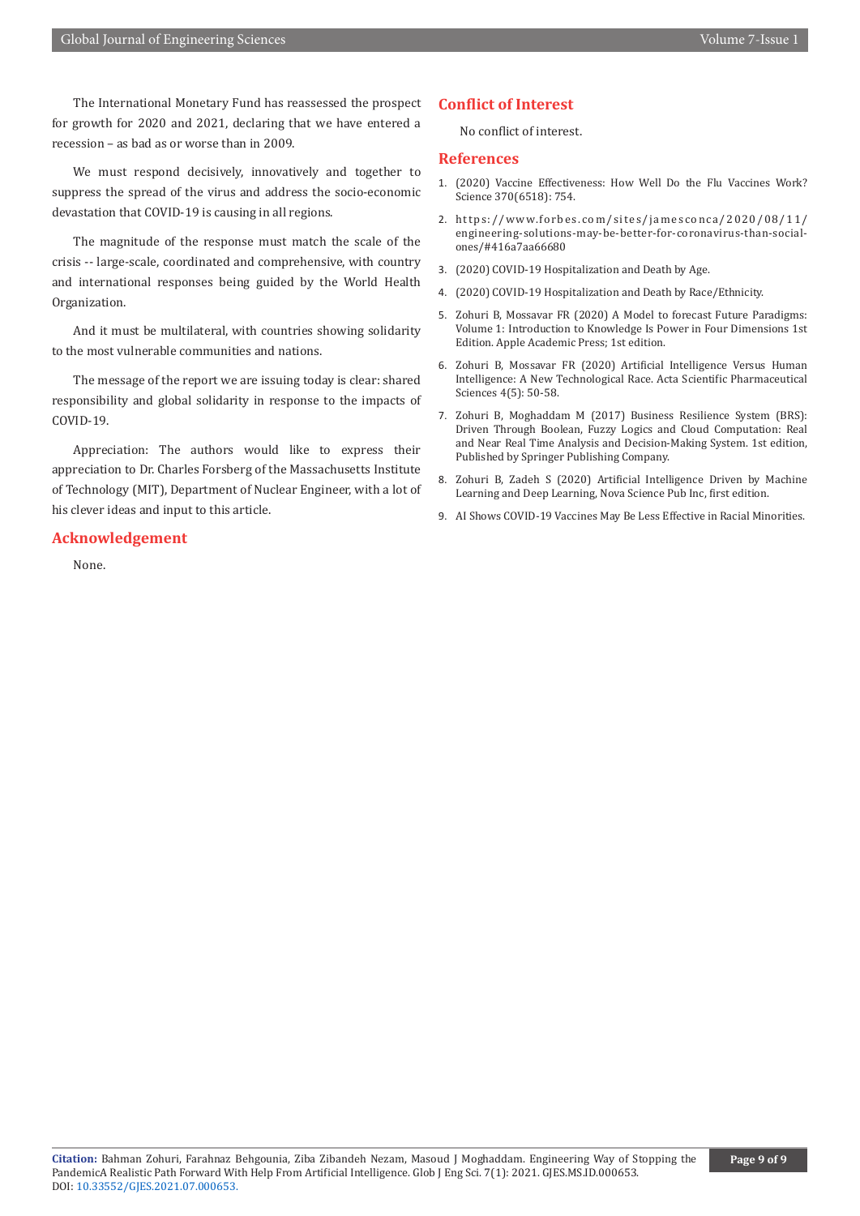The International Monetary Fund has reassessed the prospect for growth for 2020 and 2021, declaring that we have entered a recession – as bad as or worse than in 2009.

We must respond decisively, innovatively and together to suppress the spread of the virus and address the socio-economic devastation that COVID-19 is causing in all regions.

The magnitude of the response must match the scale of the crisis -- large-scale, coordinated and comprehensive, with country and international responses being guided by the World Health Organization.

And it must be multilateral, with countries showing solidarity to the most vulnerable communities and nations.

The message of the report we are issuing today is clear: shared responsibility and global solidarity in response to the impacts of COVID-19.

Appreciation: The authors would like to express their appreciation to Dr. Charles Forsberg of the Massachusetts Institute of Technology (MIT), Department of Nuclear Engineer, with a lot of his clever ideas and input to this article.

## Acknowledgement

None.

## Conflict of Interest

No conflict of interest.

## References

1. (2020) Vaccine Effectiveness: How Well Do the Flu Vaccines Work? Science 370(6518): 754.
2. https://www.forbes.com/sites/jamesconca/2020/08/11/engineering-solutions-may-be-better-for-coronavirus-than-social-ones/#416a7aa66680
3. (2020) COVID-19 Hospitalization and Death by Age.
4. (2020) COVID-19 Hospitalization and Death by Race/Ethnicity.
5. Zohuri B, Mossavar FR (2020) A Model to forecast Future Paradigms: Volume 1: Introduction to Knowledge Is Power in Four Dimensions 1st Edition. Apple Academic Press; 1st edition.
6. Zohuri B, Mossavar FR (2020) Artificial Intelligence Versus Human Intelligence: A New Technological Race. Acta Scientific Pharmaceutical Sciences 4(5): 50-58.
7. Zohuri B, Moghaddam M (2017) Business Resilience System (BRS): Driven Through Boolean, Fuzzy Logics and Cloud Computation: Real and Near Real Time Analysis and Decision-Making System. 1st edition, Published by Springer Publishing Company.
8. Zohuri B, Zadeh S (2020) Artificial Intelligence Driven by Machine Learning and Deep Learning, Nova Science Pub Inc, first edition.
9. AI Shows COVID-19 Vaccines May Be Less Effective in Racial Minorities.